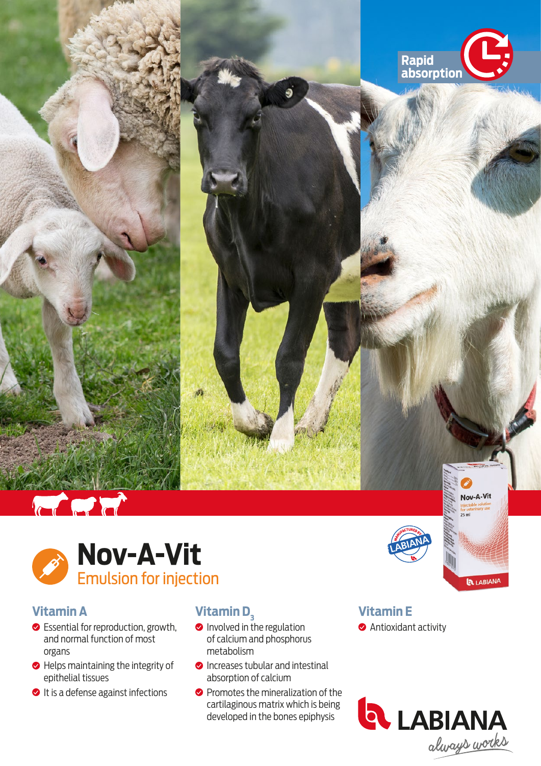Rapid absorption

# Nov-A-Vit

## Emulsion for injection

### Vitamin A

- Essential for reproduction, growth, and normal function of most organs
- Helps maintaining the integrity of epithelial tissues
- It is a defense against infections

### Vitamin $D_3$

- Involved in the regulation of calcium and phosphorus metabolism
- Increases tubular and intestinal absorption of calcium
- Promotes the mineralization of the cartilaginous matrix which is being developed in the bones epiphysis

### Vitamin E

- Antioxidant activity

LABIANA
always works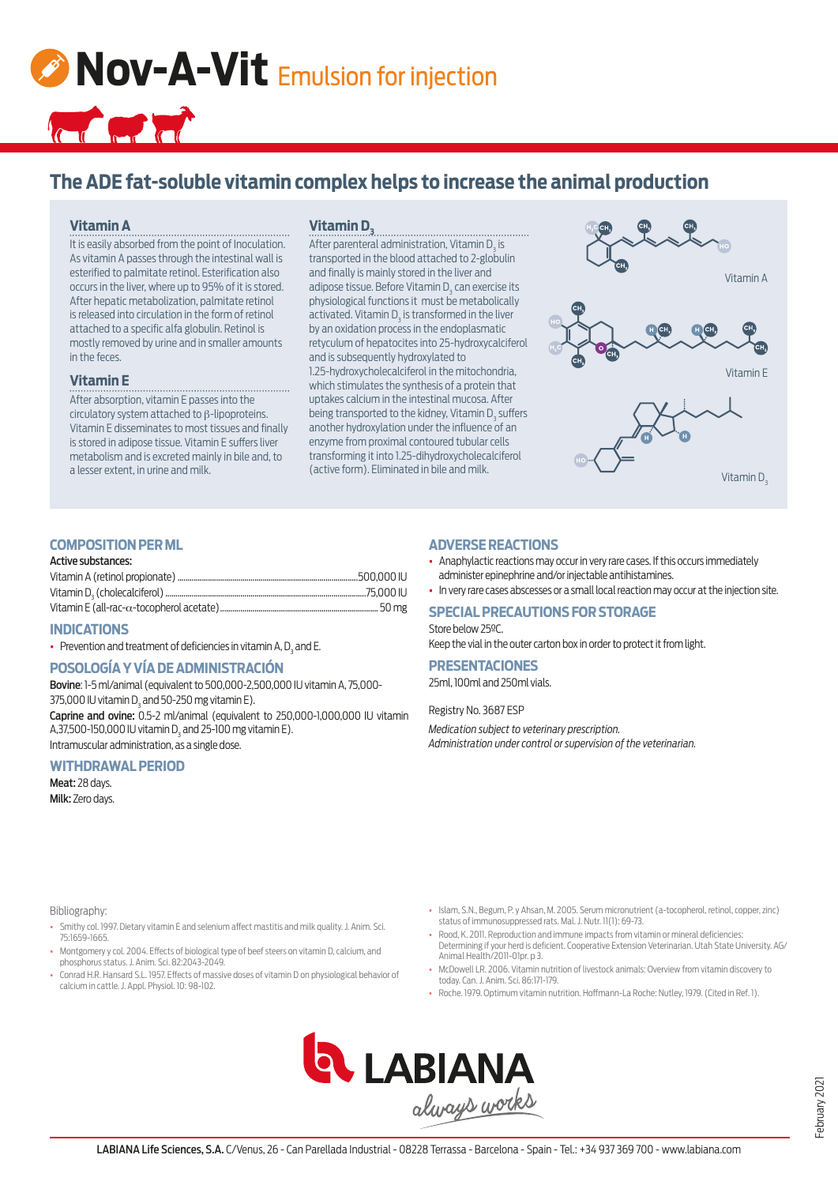# Nov-A-Vit Emulsion for injection

## The ADE fat-soluble vitamin complex helps to increase the animal production

### Vitamin A

It is easily absorbed from the point of Inoculation. As vitamin A passes through the intestinal wall is esterified to palmitate retinol. Esterification also occurs in the liver, where up to 95% of it is stored. After hepatic metabolization, palmitate retinol is released into circulation in the form of retinol attached to a specific alfa globulin. Retinol is mostly removed by urine and in smaller amounts in the feces.

### Vitamin E

After absorption, vitamin E passes into the circulatory system attached to β-lipoproteins. Vitamin E disseminates to most tissues and finally is stored in adipose tissue. Vitamin E suffers liver metabolism and is excreted mainly in bile and, to a lesser extent, in urine and milk.

### Vitamin $D_3$

After parenteral administration, Vitamin $D_3$ is transported in the blood attached to 2-globulin and finally is mainly stored in the liver and adipose tissue. Before Vitamin $D_3$ can exercise its physiological functions it must be metabolically activated. Vitamin $D_3$ is transformed in the liver by an oxidation process in the endoplasmatic retyculum of hepatocites into 25-hydroxycalciferol and is subsequently hydroxylated to 1.25-hydroxycholecalciferol in the mitochondria, which stimulates the synthesis of a protein that uptakes calcium in the intestinal mucosa. After being transported to the kidney, Vitamin $D_3$ suffers another hydroxylation under the influence of an enzyme from proximal contoured tubular cells transforming it into 1.25-dihydroxycholecalciferol (active form). Eliminated in bile and milk.

Vitamin A

Vitamin E

Vitamin $D_3$

## COMPOSITION PER ML

**Active substances:**

Vitamin A (retinol propionate) .......... 500,000 IU
Vitamin $D_3$ (cholecalciferol) .......... 75,000 IU
Vitamin E (all-rac-α-tocopherol acetate) .......... 50 mg

## INDICATIONS

- Prevention and treatment of deficiencies in vitamin A, $D_3$ and E.

## POSOLOGÍA Y VÍA DE ADMINISTRACIÓN

**Bovine**: 1-5 ml/animal (equivalent to 500,000-2,500,000 IU vitamin A, 75,000-375,000 IU vitamin $D_3$ and 50-250 mg vitamin E).

**Caprine and ovine:** 0.5-2 ml/animal (equivalent to 250,000-1,000,000 IU vitamin A,37,500-150,000 IU vitamin $D_3$ and 25-100 mg vitamin E).

Intramuscular administration, as a single dose.

## WITHDRAWAL PERIOD

**Meat:** 28 days.
**Milk:** Zero days.

## ADVERSE REACTIONS

- Anaphylactic reactions may occur in very rare cases. If this occurs immediately administer epinephrine and/or injectable antihistamines.
- In very rare cases abscesses or a small local reaction may occur at the injection site.

## SPECIAL PRECAUTIONS FOR STORAGE

Store below 25ºC.
Keep the vial in the outer carton box in order to protect it from light.

## PRESENTACIONES

25ml, 100ml and 250ml vials.

Registry No. 3687 ESP

*Medication subject to veterinary prescription.*
*Administration under control or supervision of the veterinarian.*

Bibliography:

- Smithy col. 1997. Dietary vitamin E and selenium affect mastitis and milk quality. J. Anim. Sci. 75:1659-1665.
- Montgomery y col. 2004. Effects of biological type of beef steers on vitamin D, calcium, and phosphorus status. J. Anim. Sci. 82:2043-2049.
- Conrad H.R. Hansard S.L. 1957. Effects of massive doses of vitamin D on physiological behavior of calcium in cattle. J. Appl. Physiol. 10: 98-102.
- Islam, S.N., Begum, P. y Ahsan, M. 2005. Serum micronutrient (a-tocopherol, retinol, copper, zinc) status of immunosuppressed rats. Mal. J. Nutr. 11(1): 69-73.
- Rood, K. 2011. Reproduction and immune impacts from vitamin or mineral deficiencies: Determining if your herd is deficient. Cooperative Extension Veterinarian. Utah State University. AG/Animal Health/2011-01pr. p 3.
- McDowell LR. 2006. Vitamin nutrition of livestock animals: Overview from vitamin discovery to today. Can. J. Anim. Sci. 86:171-179.
- Roche. 1979. Optimum vitamin nutrition. Hoffmann-La Roche: Nutley, 1979. (Cited in Ref. 1).

LABIANA *always works*

February 2021

**LABIANA Life Sciences, S.A.** C/Venus, 26 - Can Parellada Industrial - 08228 Terrassa - Barcelona - Spain - Tel.: +34 937 369 700 - www.labiana.com